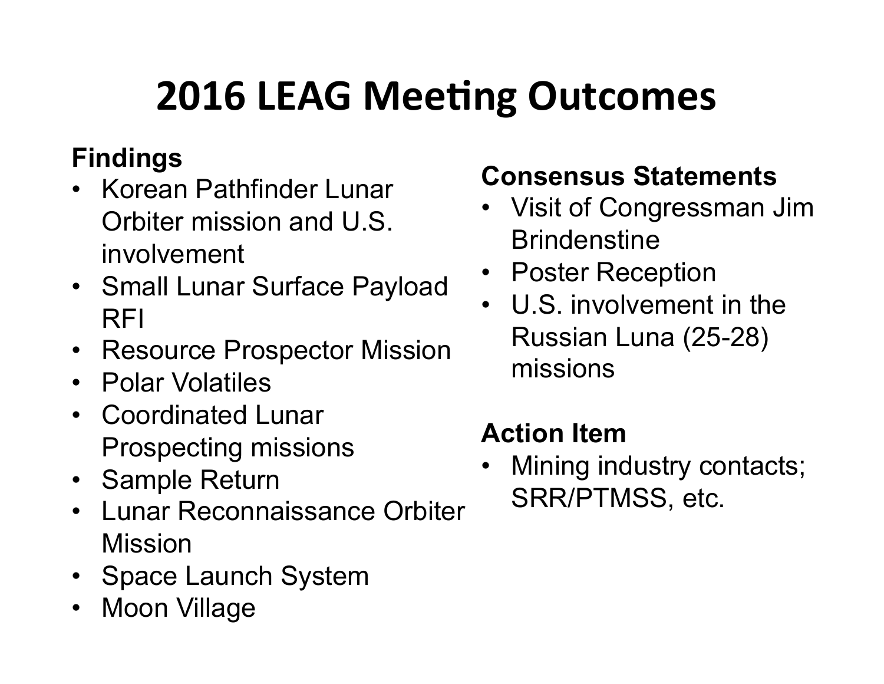# 2016 LEAG Meeting Outcomes

**Findings**

- Korean Pathfinder Lunar Orbiter mission and U.S. involvement
- Small Lunar Surface Payload RFI
- Resource Prospector Mission
- Polar Volatiles
- Coordinated Lunar Prospecting missions
- Sample Return
- Lunar Reconnaissance Orbiter Mission
- Space Launch System
- Moon Village

**Consensus Statements**

- Visit of Congressman Jim Brindenstine
- Poster Reception
- U.S. involvement in the Russian Luna (25-28) missions

**Action Item**

- Mining industry contacts; SRR/PTMSS, etc.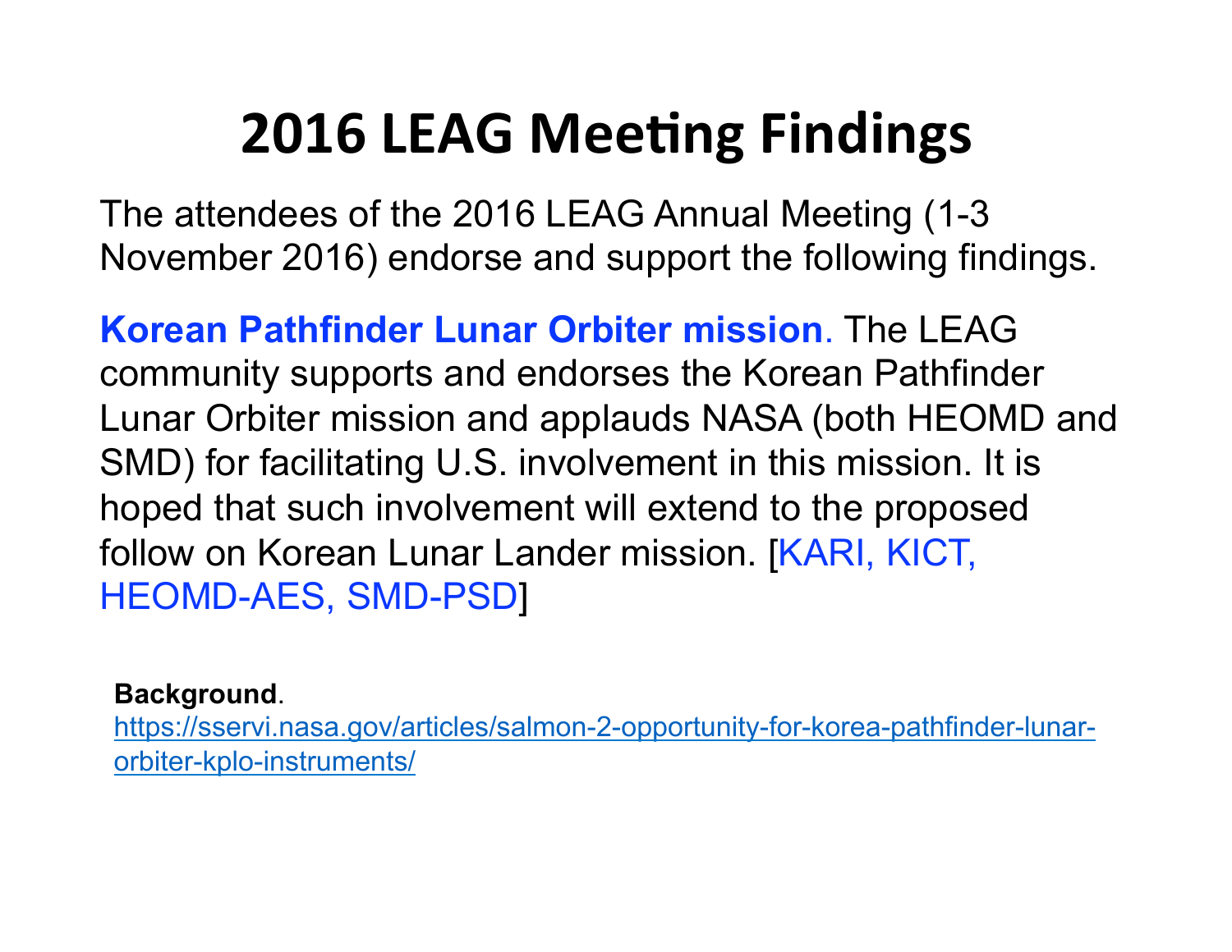# 2016 LEAG Meeting Findings

The attendees of the 2016 LEAG Annual Meeting (1-3 November 2016) endorse and support the following findings.

**Korean Pathfinder Lunar Orbiter mission**. The LEAG community supports and endorses the Korean Pathfinder Lunar Orbiter mission and applauds NASA (both HEOMD and SMD) for facilitating U.S. involvement in this mission. It is hoped that such involvement will extend to the proposed follow on Korean Lunar Lander mission. [KARI, KICT, HEOMD-AES, SMD-PSD]

**Background**.
https://sservi.nasa.gov/articles/salmon-2-opportunity-for-korea-pathfinder-lunar-orbiter-kplo-instruments/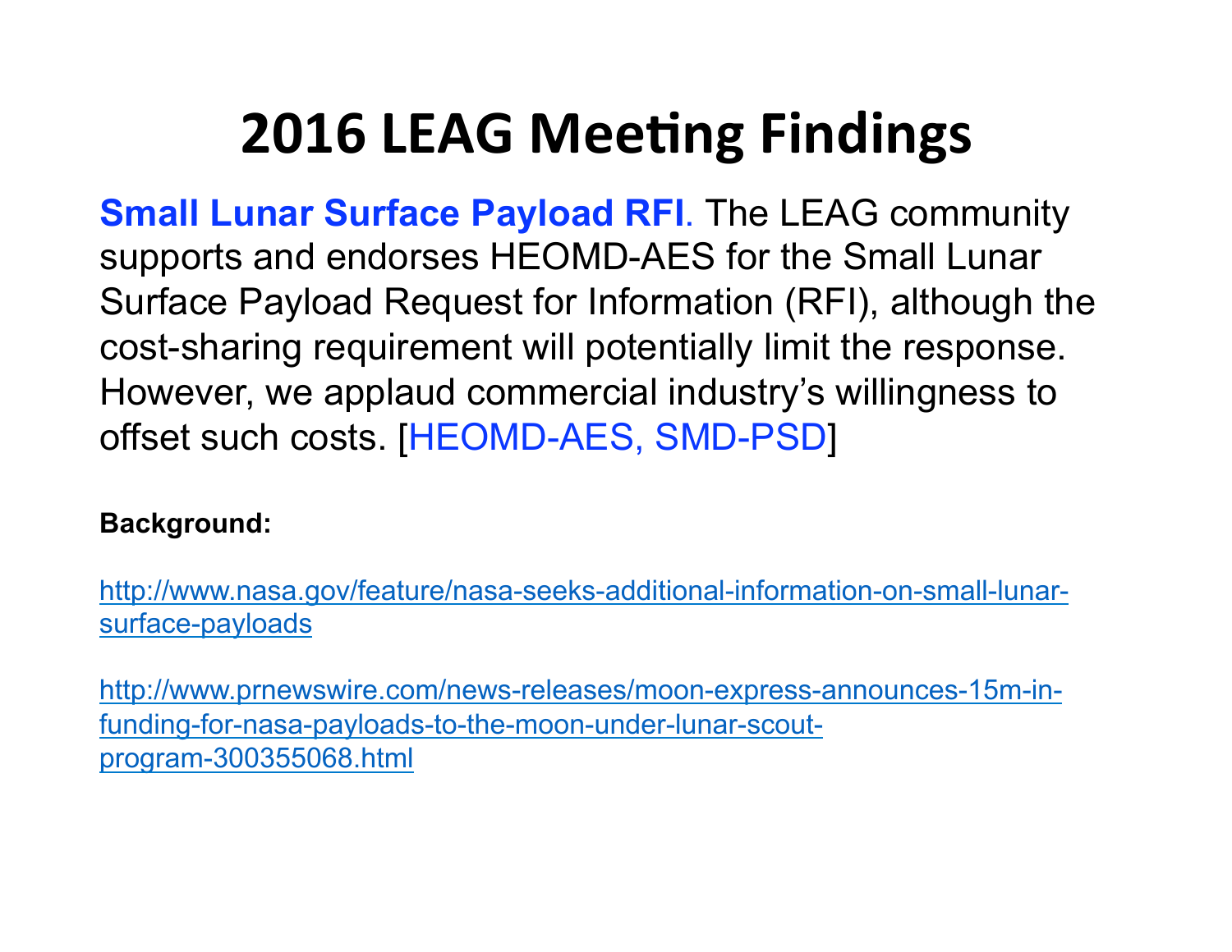# 2016 LEAG Meeting Findings

**Small Lunar Surface Payload RFI**. The LEAG community supports and endorses HEOMD-AES for the Small Lunar Surface Payload Request for Information (RFI), although the cost-sharing requirement will potentially limit the response. However, we applaud commercial industry's willingness to offset such costs. [HEOMD-AES, SMD-PSD]

**Background:**

http://www.nasa.gov/feature/nasa-seeks-additional-information-on-small-lunar-surface-payloads

http://www.prnewswire.com/news-releases/moon-express-announces-15m-in-funding-for-nasa-payloads-to-the-moon-under-lunar-scout-program-300355068.html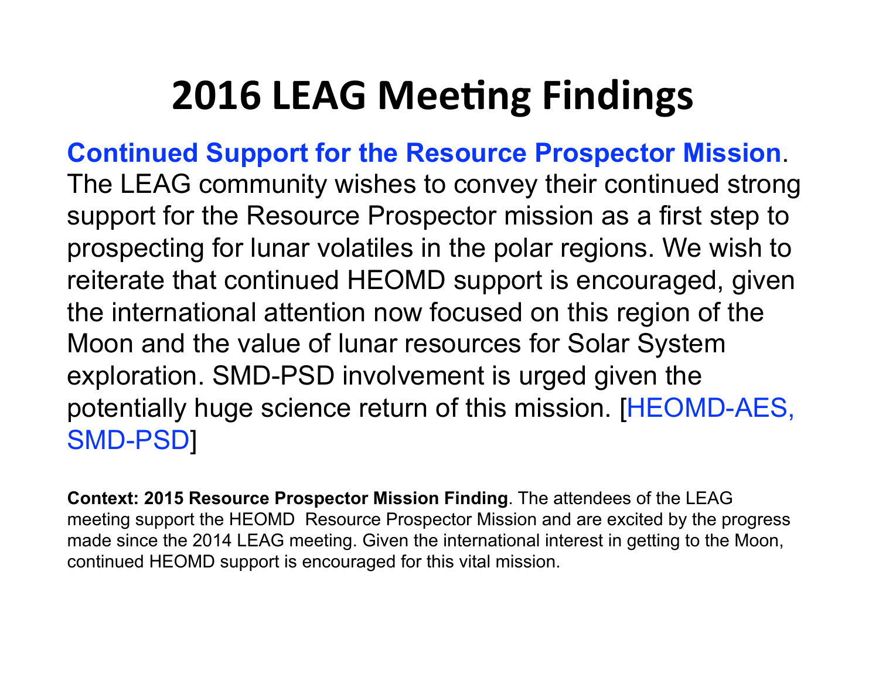# 2016 LEAG Meeting Findings

**Continued Support for the Resource Prospector Mission**. The LEAG community wishes to convey their continued strong support for the Resource Prospector mission as a first step to prospecting for lunar volatiles in the polar regions. We wish to reiterate that continued HEOMD support is encouraged, given the international attention now focused on this region of the Moon and the value of lunar resources for Solar System exploration. SMD-PSD involvement is urged given the potentially huge science return of this mission. [HEOMD-AES, SMD-PSD]

**Context: 2015 Resource Prospector Mission Finding**. The attendees of the LEAG meeting support the HEOMD Resource Prospector Mission and are excited by the progress made since the 2014 LEAG meeting. Given the international interest in getting to the Moon, continued HEOMD support is encouraged for this vital mission.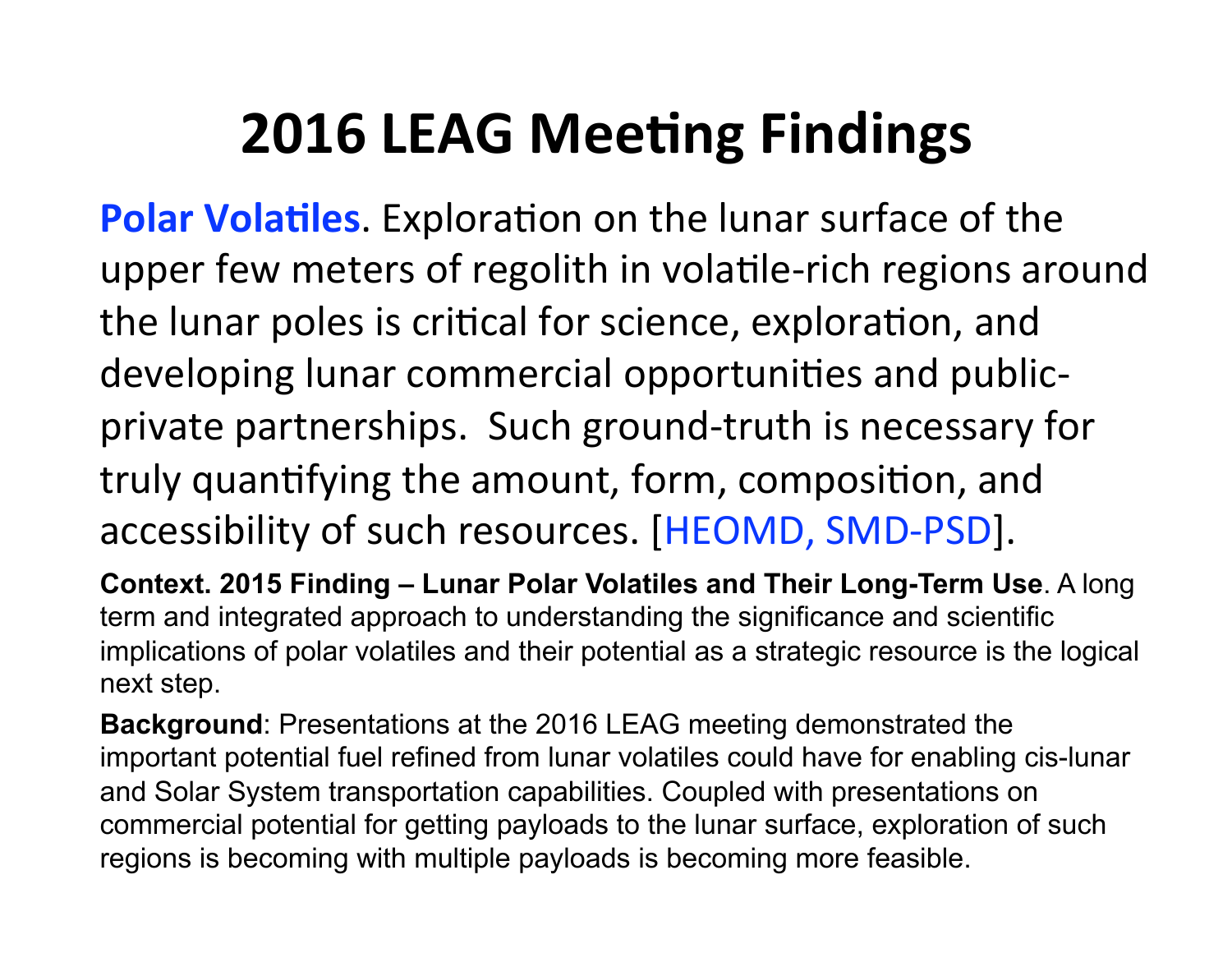# 2016 LEAG Meeting Findings

**Polar Volatiles**. Exploration on the lunar surface of the upper few meters of regolith in volatile-rich regions around the lunar poles is critical for science, exploration, and developing lunar commercial opportunities and public-private partnerships. Such ground-truth is necessary for truly quantifying the amount, form, composition, and accessibility of such resources. [HEOMD, SMD-PSD].

**Context. 2015 Finding – Lunar Polar Volatiles and Their Long-Term Use**. A long term and integrated approach to understanding the significance and scientific implications of polar volatiles and their potential as a strategic resource is the logical next step.

**Background**: Presentations at the 2016 LEAG meeting demonstrated the important potential fuel refined from lunar volatiles could have for enabling cis-lunar and Solar System transportation capabilities. Coupled with presentations on commercial potential for getting payloads to the lunar surface, exploration of such regions is becoming with multiple payloads is becoming more feasible.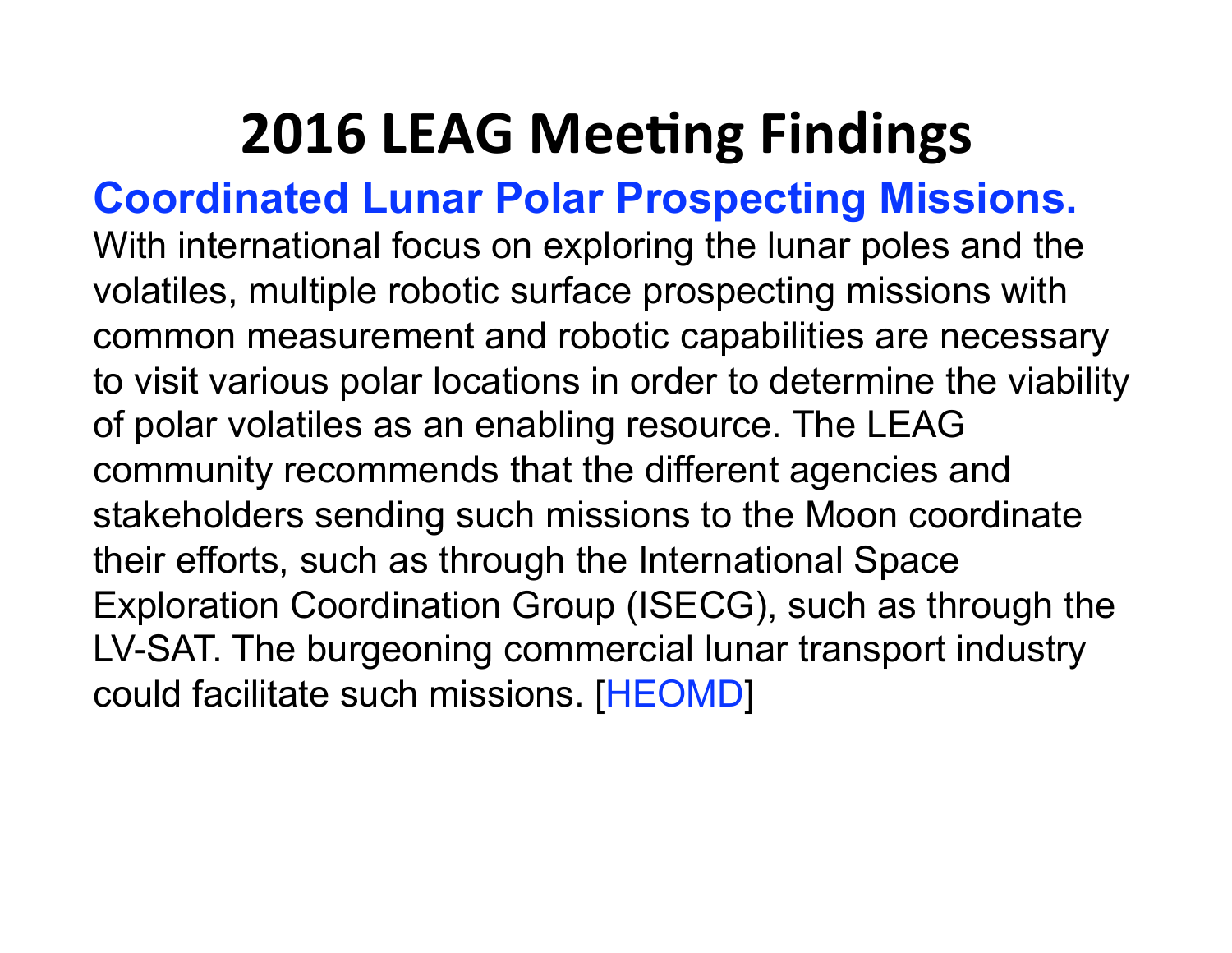# 2016 LEAG Meeting Findings

## Coordinated Lunar Polar Prospecting Missions.

With international focus on exploring the lunar poles and the volatiles, multiple robotic surface prospecting missions with common measurement and robotic capabilities are necessary to visit various polar locations in order to determine the viability of polar volatiles as an enabling resource. The LEAG community recommends that the different agencies and stakeholders sending such missions to the Moon coordinate their efforts, such as through the International Space Exploration Coordination Group (ISECG), such as through the LV-SAT. The burgeoning commercial lunar transport industry could facilitate such missions. [HEOMD]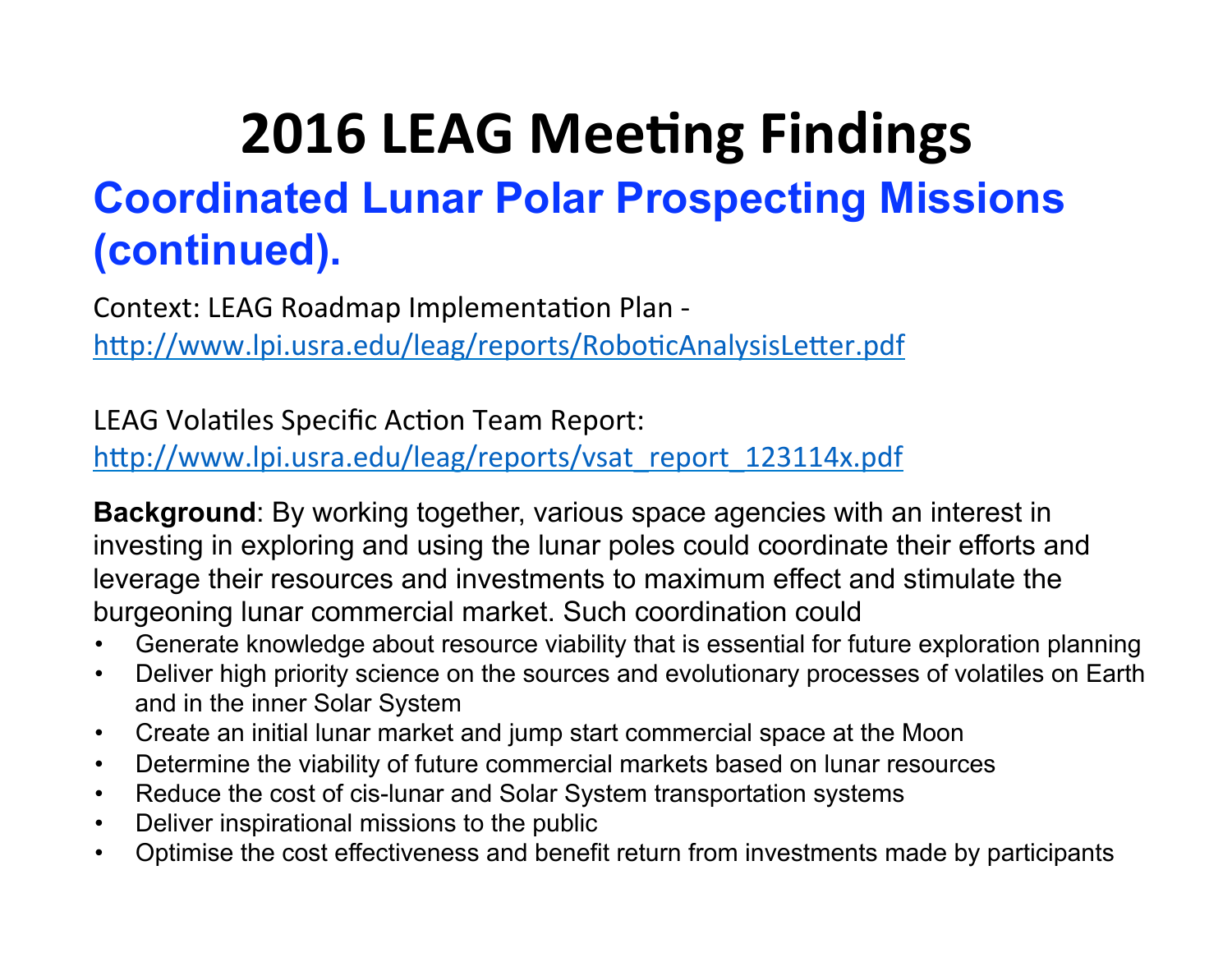# 2016 LEAG Meeting Findings

## Coordinated Lunar Polar Prospecting Missions (continued).

Context: LEAG Roadmap Implementation Plan - http://www.lpi.usra.edu/leag/reports/RoboticAnalysisLetter.pdf

LEAG Volatiles Specific Action Team Report: http://www.lpi.usra.edu/leag/reports/vsat_report_123114x.pdf

**Background**: By working together, various space agencies with an interest in investing in exploring and using the lunar poles could coordinate their efforts and leverage their resources and investments to maximum effect and stimulate the burgeoning lunar commercial market. Such coordination could

- Generate knowledge about resource viability that is essential for future exploration planning
- Deliver high priority science on the sources and evolutionary processes of volatiles on Earth and in the inner Solar System
- Create an initial lunar market and jump start commercial space at the Moon
- Determine the viability of future commercial markets based on lunar resources
- Reduce the cost of cis-lunar and Solar System transportation systems
- Deliver inspirational missions to the public
- Optimise the cost effectiveness and benefit return from investments made by participants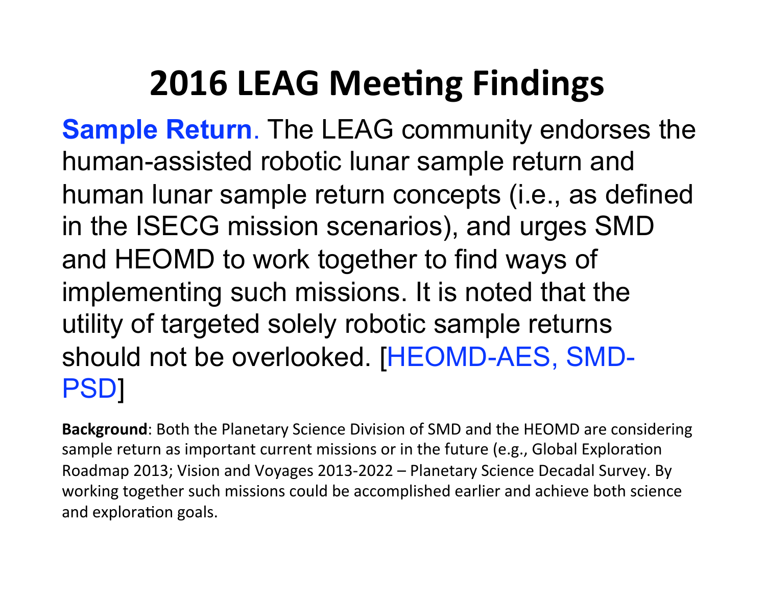# 2016 LEAG Meeting Findings

**Sample Return**. The LEAG community endorses the human-assisted robotic lunar sample return and human lunar sample return concepts (i.e., as defined in the ISECG mission scenarios), and urges SMD and HEOMD to work together to find ways of implementing such missions. It is noted that the utility of targeted solely robotic sample returns should not be overlooked. [HEOMD-AES, SMD-PSD]

**Background**: Both the Planetary Science Division of SMD and the HEOMD are considering sample return as important current missions or in the future (e.g., Global Exploration Roadmap 2013; Vision and Voyages 2013-2022 – Planetary Science Decadal Survey. By working together such missions could be accomplished earlier and achieve both science and exploration goals.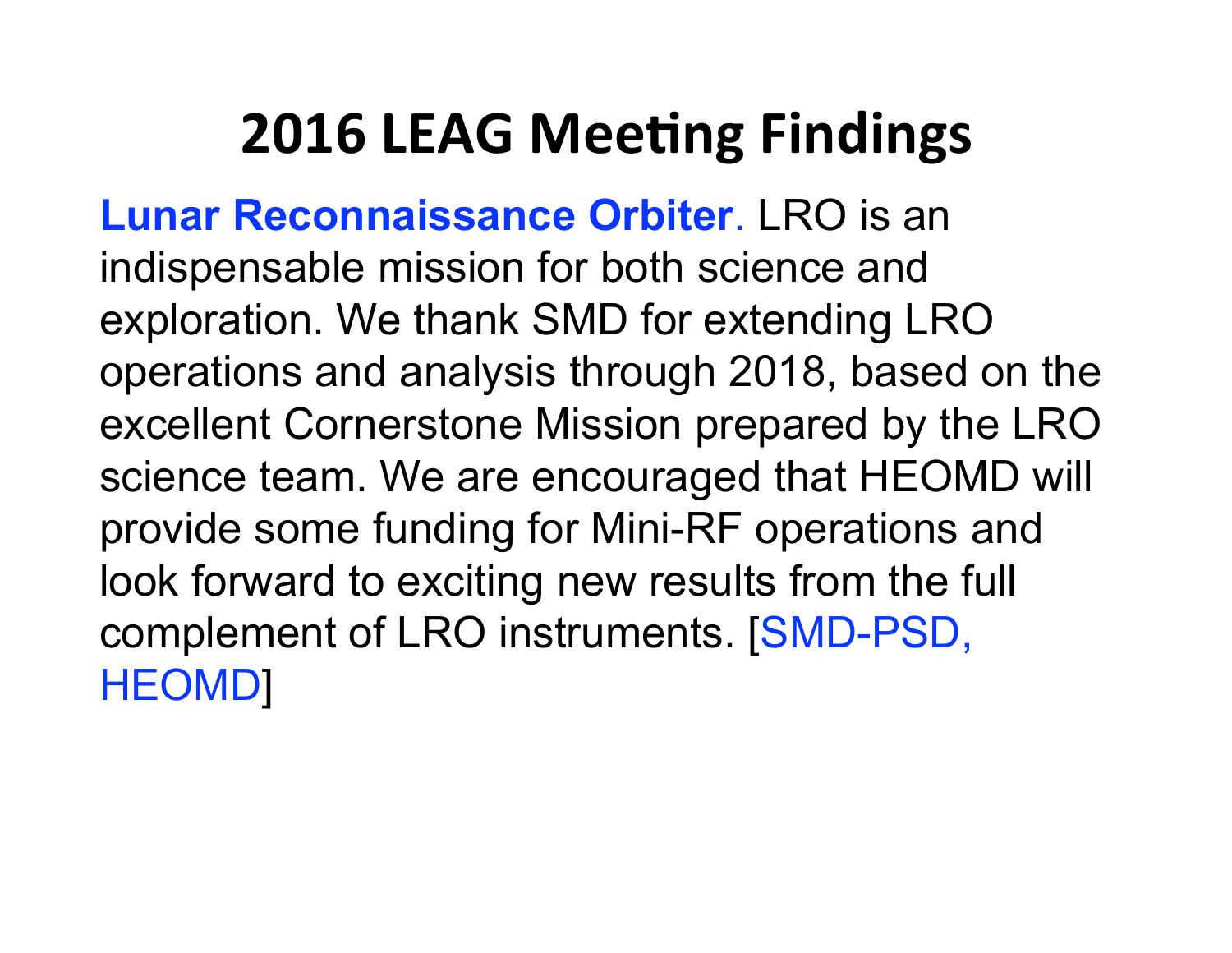# 2016 LEAG Meeting Findings

**Lunar Reconnaissance Orbiter**. LRO is an indispensable mission for both science and exploration. We thank SMD for extending LRO operations and analysis through 2018, based on the excellent Cornerstone Mission prepared by the LRO science team. We are encouraged that HEOMD will provide some funding for Mini-RF operations and look forward to exciting new results from the full complement of LRO instruments. [SMD-PSD, HEOMD]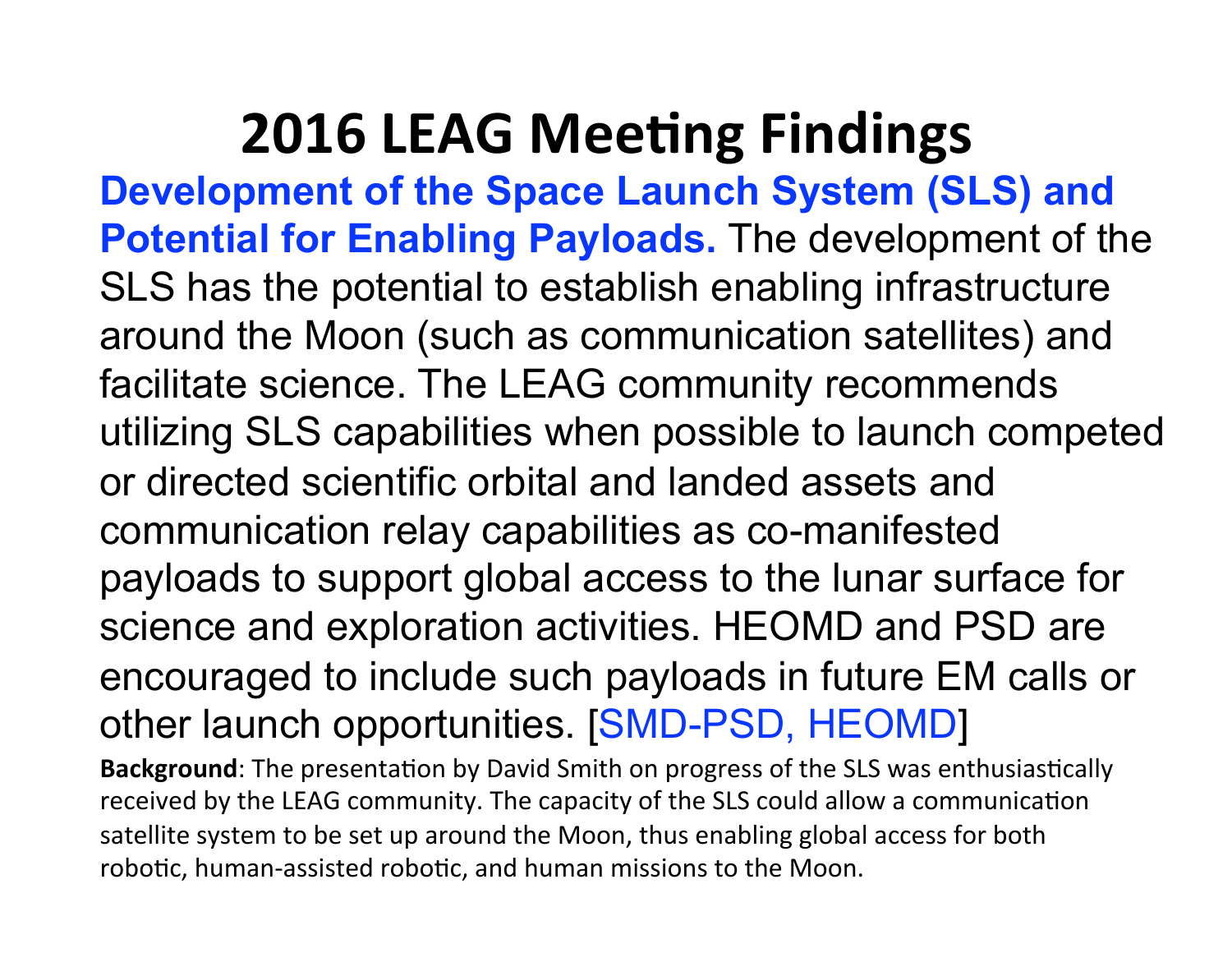# 2016 LEAG Meeting Findings

**Development of the Space Launch System (SLS) and Potential for Enabling Payloads.** The development of the SLS has the potential to establish enabling infrastructure around the Moon (such as communication satellites) and facilitate science. The LEAG community recommends utilizing SLS capabilities when possible to launch competed or directed scientific orbital and landed assets and communication relay capabilities as co-manifested payloads to support global access to the lunar surface for science and exploration activities. HEOMD and PSD are encouraged to include such payloads in future EM calls or other launch opportunities. [SMD-PSD, HEOMD]

**Background**: The presentation by David Smith on progress of the SLS was enthusiastically received by the LEAG community. The capacity of the SLS could allow a communication satellite system to be set up around the Moon, thus enabling global access for both robotic, human-assisted robotic, and human missions to the Moon.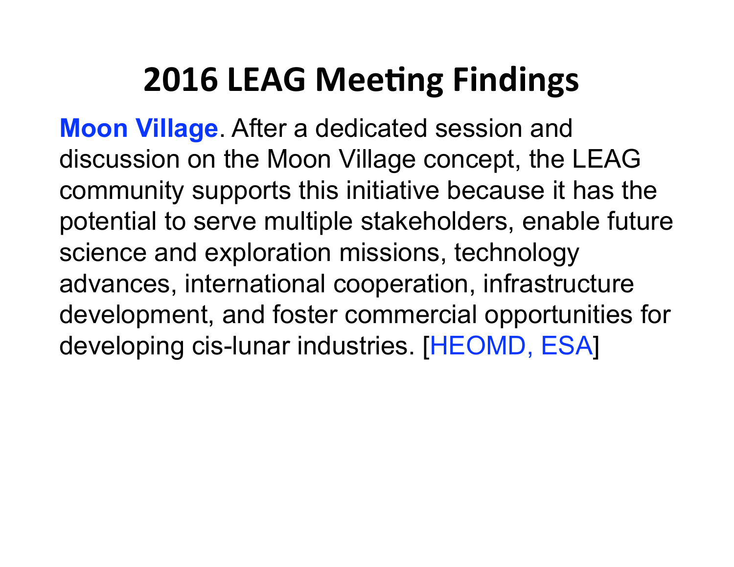# 2016 LEAG Meeting Findings

**Moon Village**. After a dedicated session and discussion on the Moon Village concept, the LEAG community supports this initiative because it has the potential to serve multiple stakeholders, enable future science and exploration missions, technology advances, international cooperation, infrastructure development, and foster commercial opportunities for developing cis-lunar industries. [HEOMD, ESA]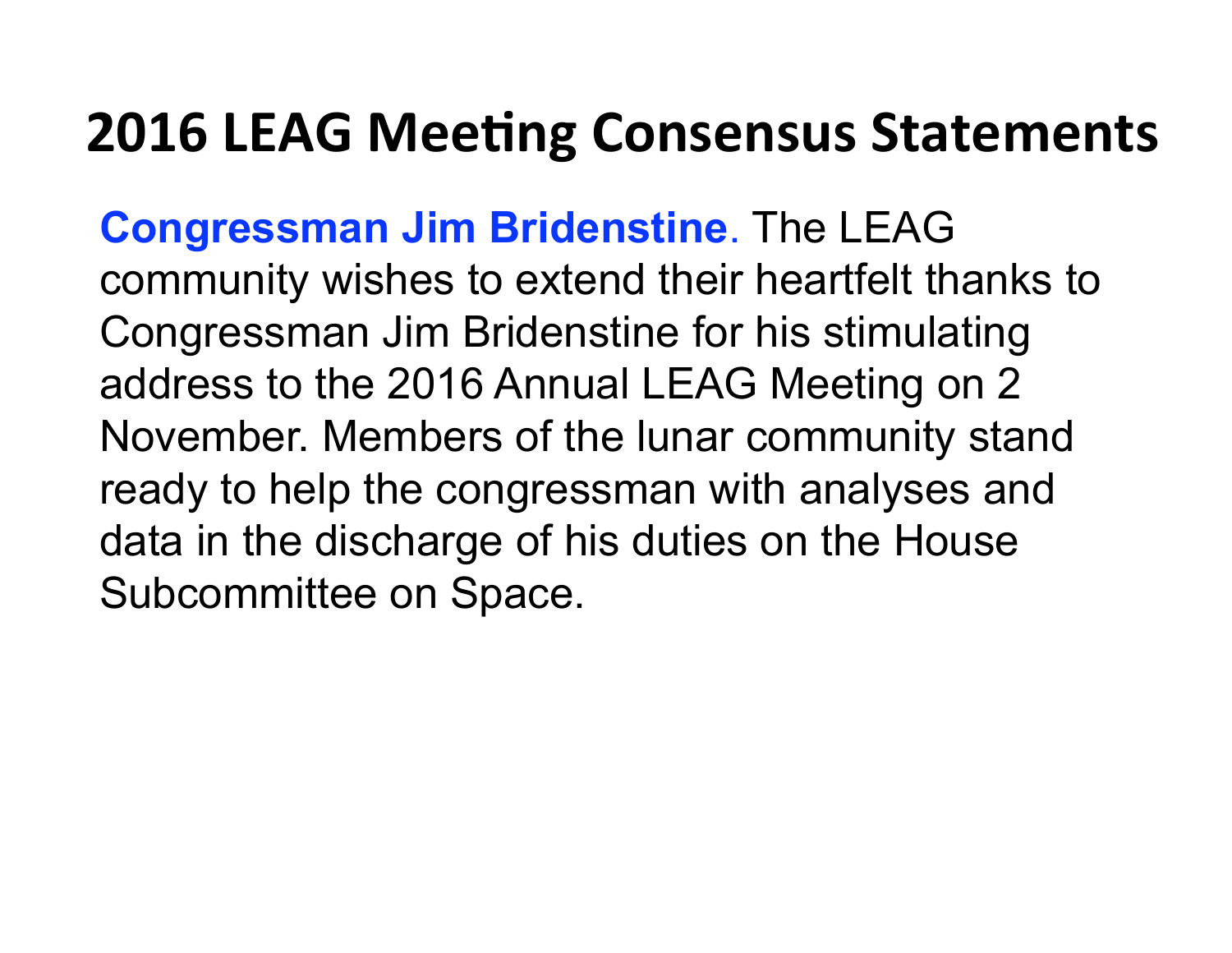# 2016 LEAG Meeting Consensus Statements

**Congressman Jim Bridenstine**. The LEAG community wishes to extend their heartfelt thanks to Congressman Jim Bridenstine for his stimulating address to the 2016 Annual LEAG Meeting on 2 November. Members of the lunar community stand ready to help the congressman with analyses and data in the discharge of his duties on the House Subcommittee on Space.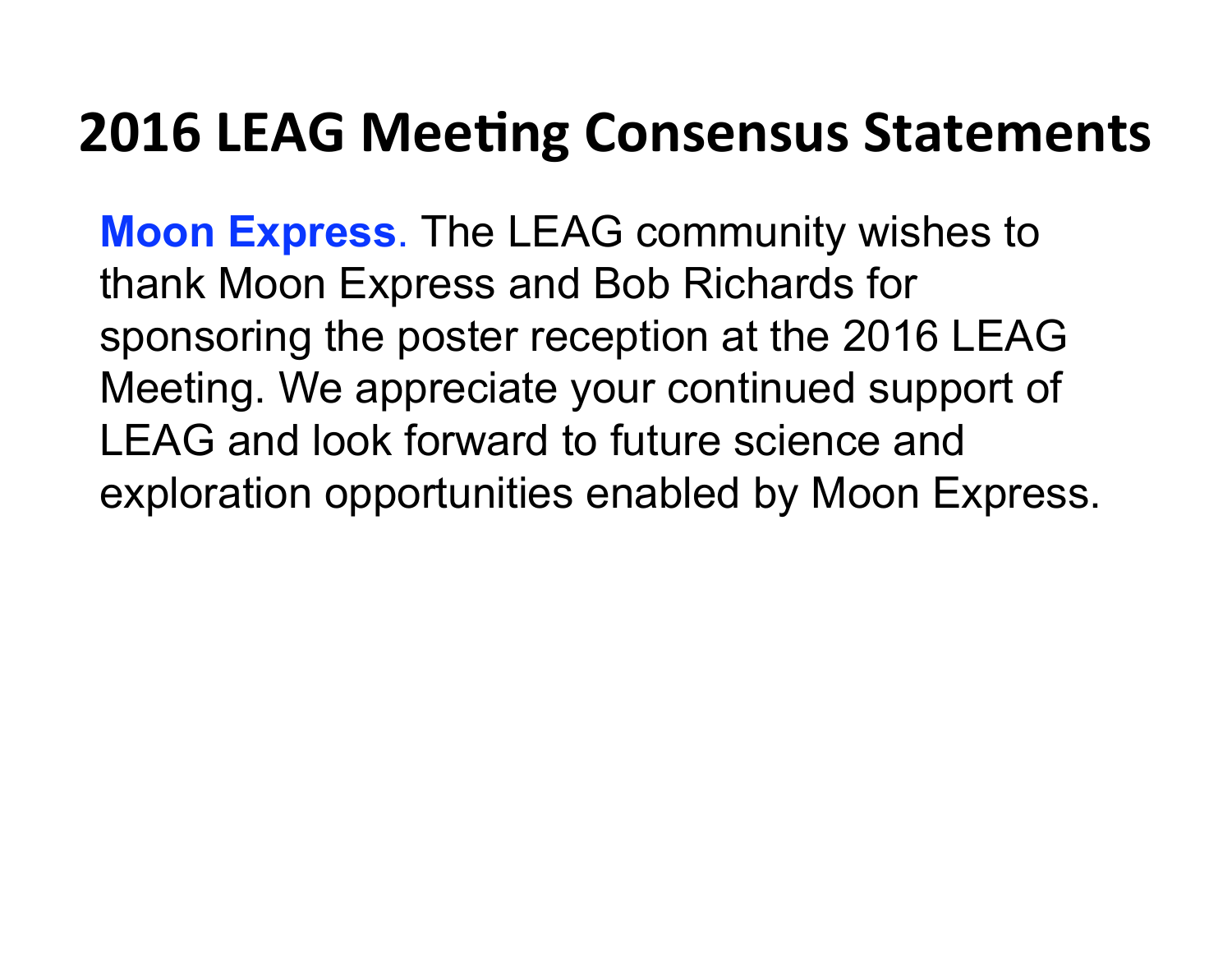# 2016 LEAG Meeting Consensus Statements

**Moon Express**. The LEAG community wishes to thank Moon Express and Bob Richards for sponsoring the poster reception at the 2016 LEAG Meeting. We appreciate your continued support of LEAG and look forward to future science and exploration opportunities enabled by Moon Express.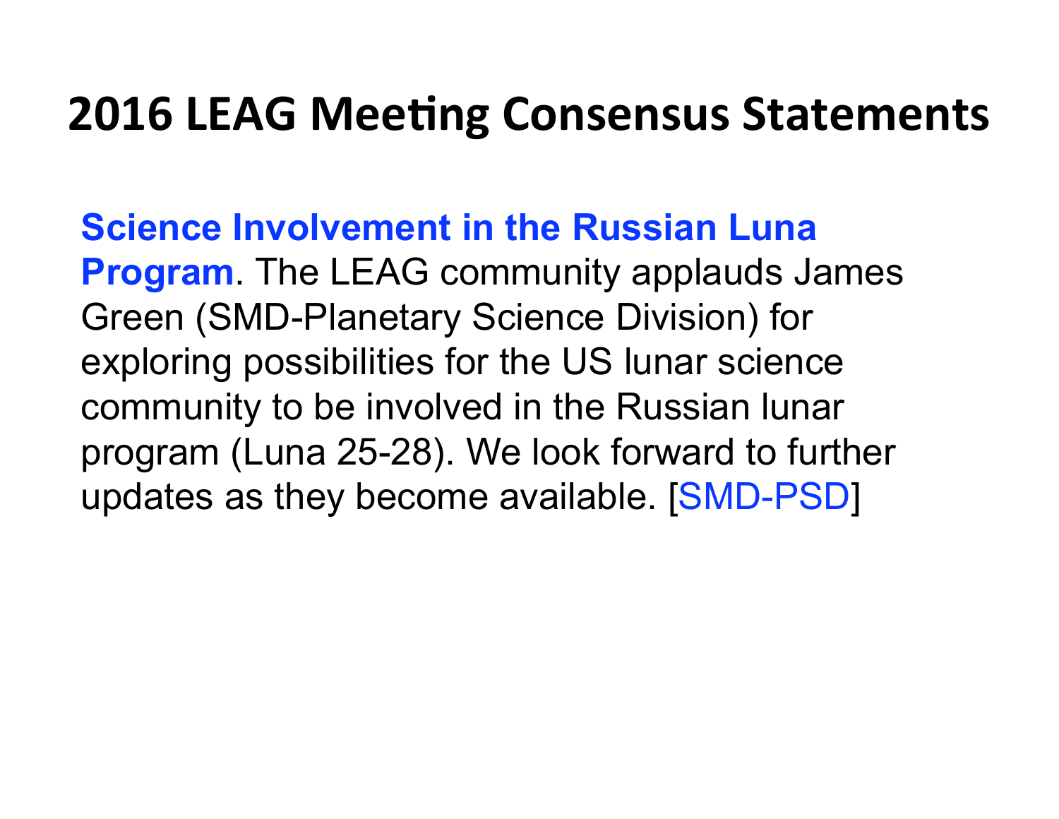# 2016 LEAG Meeting Consensus Statements

**Science Involvement in the Russian Luna Program**. The LEAG community applauds James Green (SMD-Planetary Science Division) for exploring possibilities for the US lunar science community to be involved in the Russian lunar program (Luna 25-28). We look forward to further updates as they become available. [SMD-PSD]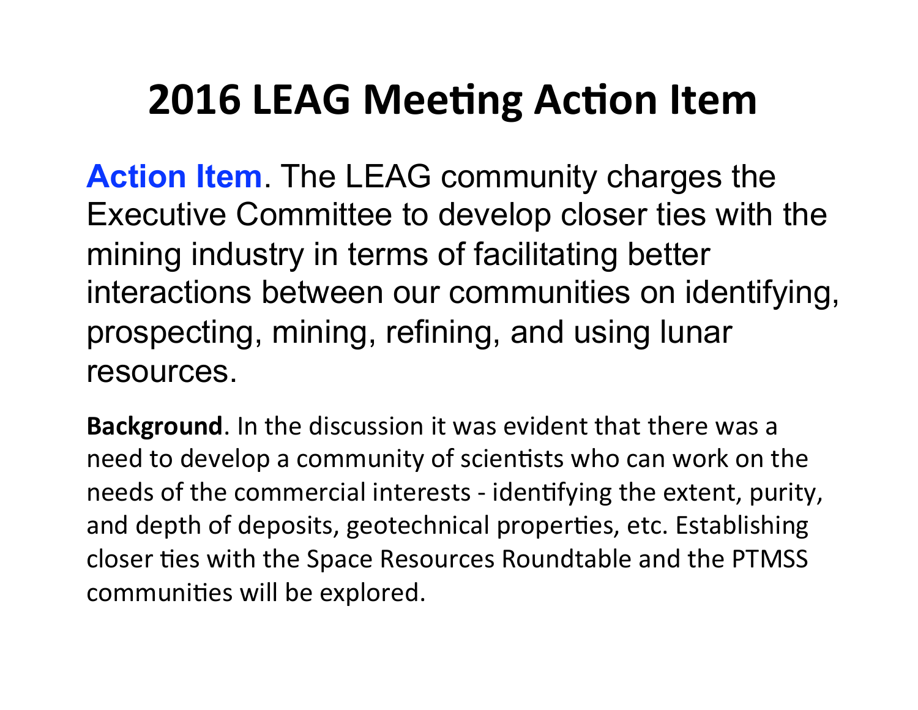# 2016 LEAG Meeting Action Item

**Action Item**. The LEAG community charges the Executive Committee to develop closer ties with the mining industry in terms of facilitating better interactions between our communities on identifying, prospecting, mining, refining, and using lunar resources.

**Background**. In the discussion it was evident that there was a need to develop a community of scientists who can work on the needs of the commercial interests - identifying the extent, purity, and depth of deposits, geotechnical properties, etc. Establishing closer ties with the Space Resources Roundtable and the PTMSS communities will be explored.